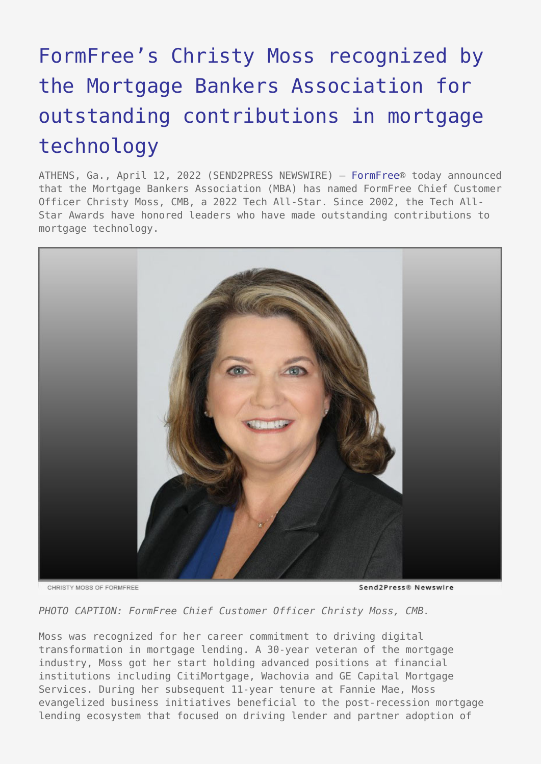# FormFree's Christy Moss recognized by the Mortgage Bankers Association for outstanding contributions in mortgage technology

ATHENS, Ga., April 12, 2022 (SEND2PRESS NEWSWIRE) — FormFree® today announced that the Mortgage Bankers Association (MBA) has named FormFree Chief Customer Officer Christy Moss, CMB, a 2022 Tech All-Star. Since 2002, the Tech All-Star Awards have honored leaders who have made outstanding contributions to mortgage technology.

CHRISTY MOSS OF FORMFREE

Send2Press® Newswire

*PHOTO CAPTION: FormFree Chief Customer Officer Christy Moss, CMB.*

Moss was recognized for her career commitment to driving digital transformation in mortgage lending. A 30-year veteran of the mortgage industry, Moss got her start holding advanced positions at financial institutions including CitiMortgage, Wachovia and GE Capital Mortgage Services. During her subsequent 11-year tenure at Fannie Mae, Moss evangelized business initiatives beneficial to the post-recession mortgage lending ecosystem that focused on driving lender and partner adoption of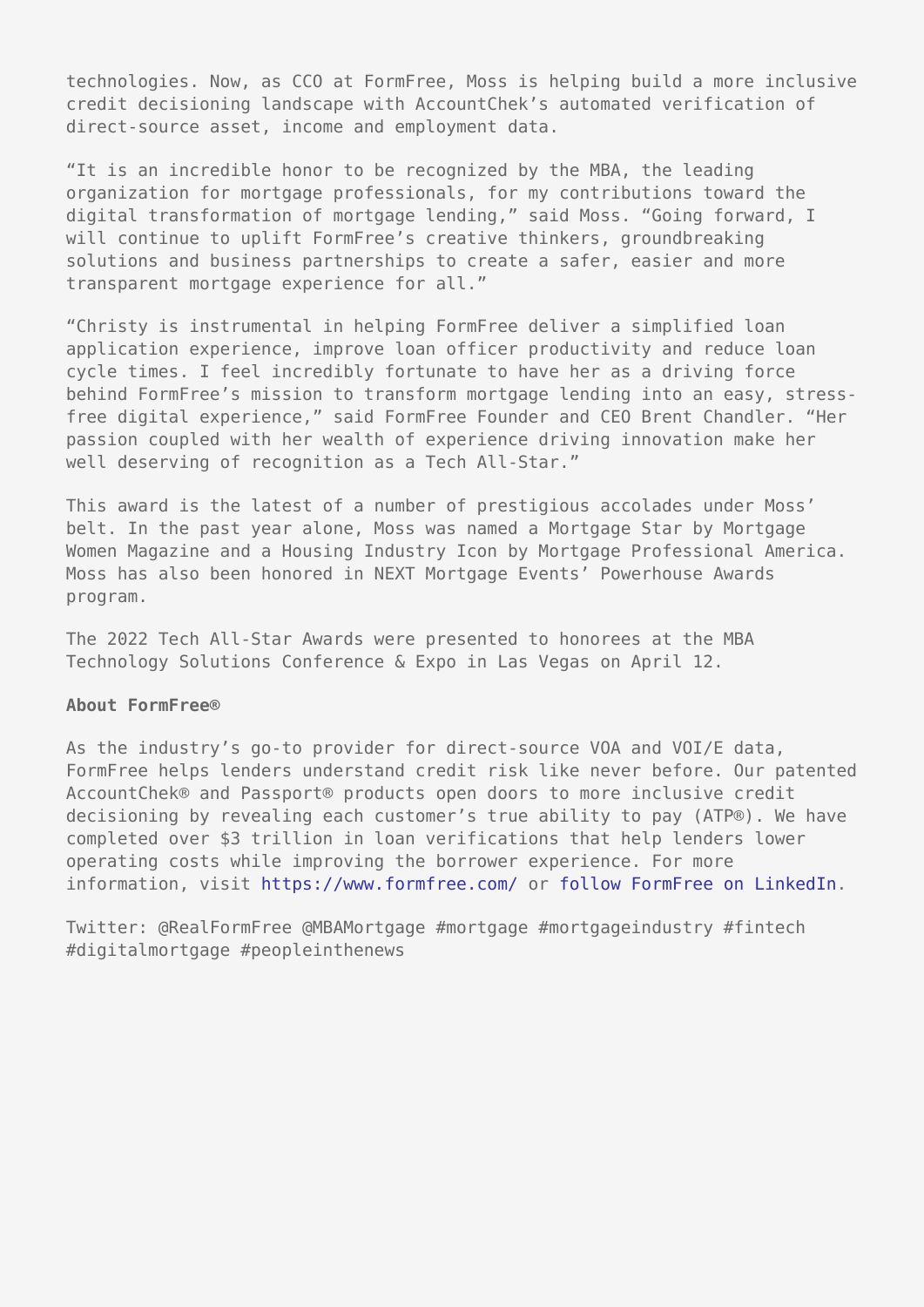technologies. Now, as CCO at FormFree, Moss is helping build a more inclusive credit decisioning landscape with AccountChek's automated verification of direct-source asset, income and employment data.

"It is an incredible honor to be recognized by the MBA, the leading organization for mortgage professionals, for my contributions toward the digital transformation of mortgage lending," said Moss. "Going forward, I will continue to uplift FormFree's creative thinkers, groundbreaking solutions and business partnerships to create a safer, easier and more transparent mortgage experience for all."

"Christy is instrumental in helping FormFree deliver a simplified loan application experience, improve loan officer productivity and reduce loan cycle times. I feel incredibly fortunate to have her as a driving force behind FormFree's mission to transform mortgage lending into an easy, stress-free digital experience," said FormFree Founder and CEO Brent Chandler. "Her passion coupled with her wealth of experience driving innovation make her well deserving of recognition as a Tech All-Star."

This award is the latest of a number of prestigious accolades under Moss' belt. In the past year alone, Moss was named a Mortgage Star by Mortgage Women Magazine and a Housing Industry Icon by Mortgage Professional America. Moss has also been honored in NEXT Mortgage Events' Powerhouse Awards program.

The 2022 Tech All-Star Awards were presented to honorees at the MBA Technology Solutions Conference & Expo in Las Vegas on April 12.

**About FormFree®**

As the industry's go-to provider for direct-source VOA and VOI/E data, FormFree helps lenders understand credit risk like never before. Our patented AccountChek® and Passport® products open doors to more inclusive credit decisioning by revealing each customer's true ability to pay (ATP®). We have completed over $3 trillion in loan verifications that help lenders lower operating costs while improving the borrower experience. For more information, visit https://www.formfree.com/ or follow FormFree on LinkedIn.

Twitter: @RealFormFree @MBAMortgage #mortgage #mortgageindustry #fintech #digitalmortgage #peopleinthenews